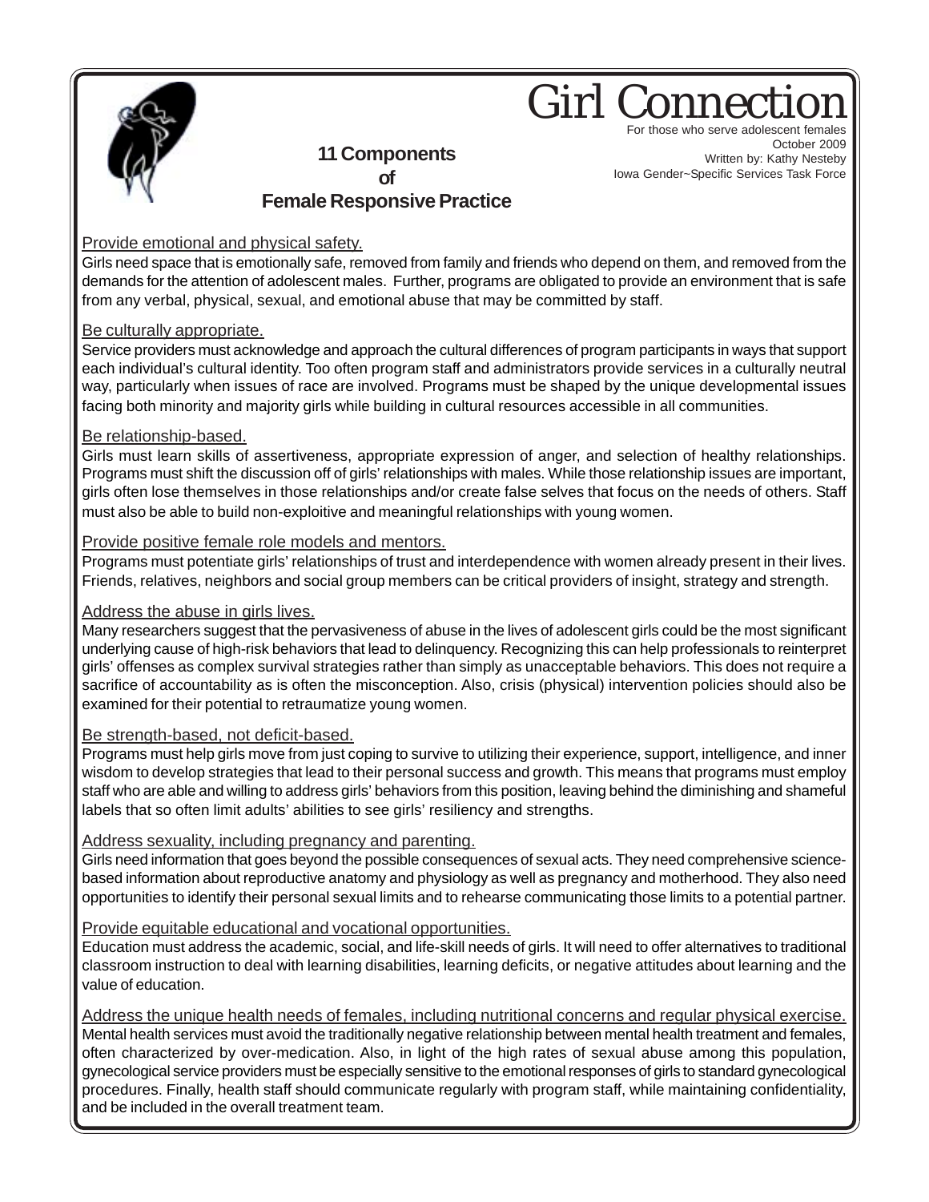# Girl Connection

For those who serve adolescent females
October 2009
Written by: Kathy Nesteby
Iowa Gender~Specific Services Task Force

## 11 Components of Female Responsive Practice

<u>Provide emotional and physical safety.</u>

Girls need space that is emotionally safe, removed from family and friends who depend on them, and removed from the demands for the attention of adolescent males. Further, programs are obligated to provide an environment that is safe from any verbal, physical, sexual, and emotional abuse that may be committed by staff.

<u>Be culturally appropriate.</u>

Service providers must acknowledge and approach the cultural differences of program participants in ways that support each individual's cultural identity. Too often program staff and administrators provide services in a culturally neutral way, particularly when issues of race are involved. Programs must be shaped by the unique developmental issues facing both minority and majority girls while building in cultural resources accessible in all communities.

<u>Be relationship-based.</u>

Girls must learn skills of assertiveness, appropriate expression of anger, and selection of healthy relationships. Programs must shift the discussion off of girls' relationships with males. While those relationship issues are important, girls often lose themselves in those relationships and/or create false selves that focus on the needs of others. Staff must also be able to build non-exploitive and meaningful relationships with young women.

<u>Provide positive female role models and mentors.</u>

Programs must potentiate girls' relationships of trust and interdependence with women already present in their lives. Friends, relatives, neighbors and social group members can be critical providers of insight, strategy and strength.

<u>Address the abuse in girls lives.</u>

Many researchers suggest that the pervasiveness of abuse in the lives of adolescent girls could be the most significant underlying cause of high-risk behaviors that lead to delinquency. Recognizing this can help professionals to reinterpret girls' offenses as complex survival strategies rather than simply as unacceptable behaviors. This does not require a sacrifice of accountability as is often the misconception. Also, crisis (physical) intervention policies should also be examined for their potential to retraumatize young women.

<u>Be strength-based, not deficit-based.</u>

Programs must help girls move from just coping to survive to utilizing their experience, support, intelligence, and inner wisdom to develop strategies that lead to their personal success and growth. This means that programs must employ staff who are able and willing to address girls' behaviors from this position, leaving behind the diminishing and shameful labels that so often limit adults' abilities to see girls' resiliency and strengths.

<u>Address sexuality, including pregnancy and parenting.</u>

Girls need information that goes beyond the possible consequences of sexual acts. They need comprehensive science-based information about reproductive anatomy and physiology as well as pregnancy and motherhood. They also need opportunities to identify their personal sexual limits and to rehearse communicating those limits to a potential partner.

<u>Provide equitable educational and vocational opportunities.</u>

Education must address the academic, social, and life-skill needs of girls. It will need to offer alternatives to traditional classroom instruction to deal with learning disabilities, learning deficits, or negative attitudes about learning and the value of education.

<u>Address the unique health needs of females, including nutritional concerns and regular physical exercise.</u>

Mental health services must avoid the traditionally negative relationship between mental health treatment and females, often characterized by over-medication. Also, in light of the high rates of sexual abuse among this population, gynecological service providers must be especially sensitive to the emotional responses of girls to standard gynecological procedures. Finally, health staff should communicate regularly with program staff, while maintaining confidentiality, and be included in the overall treatment team.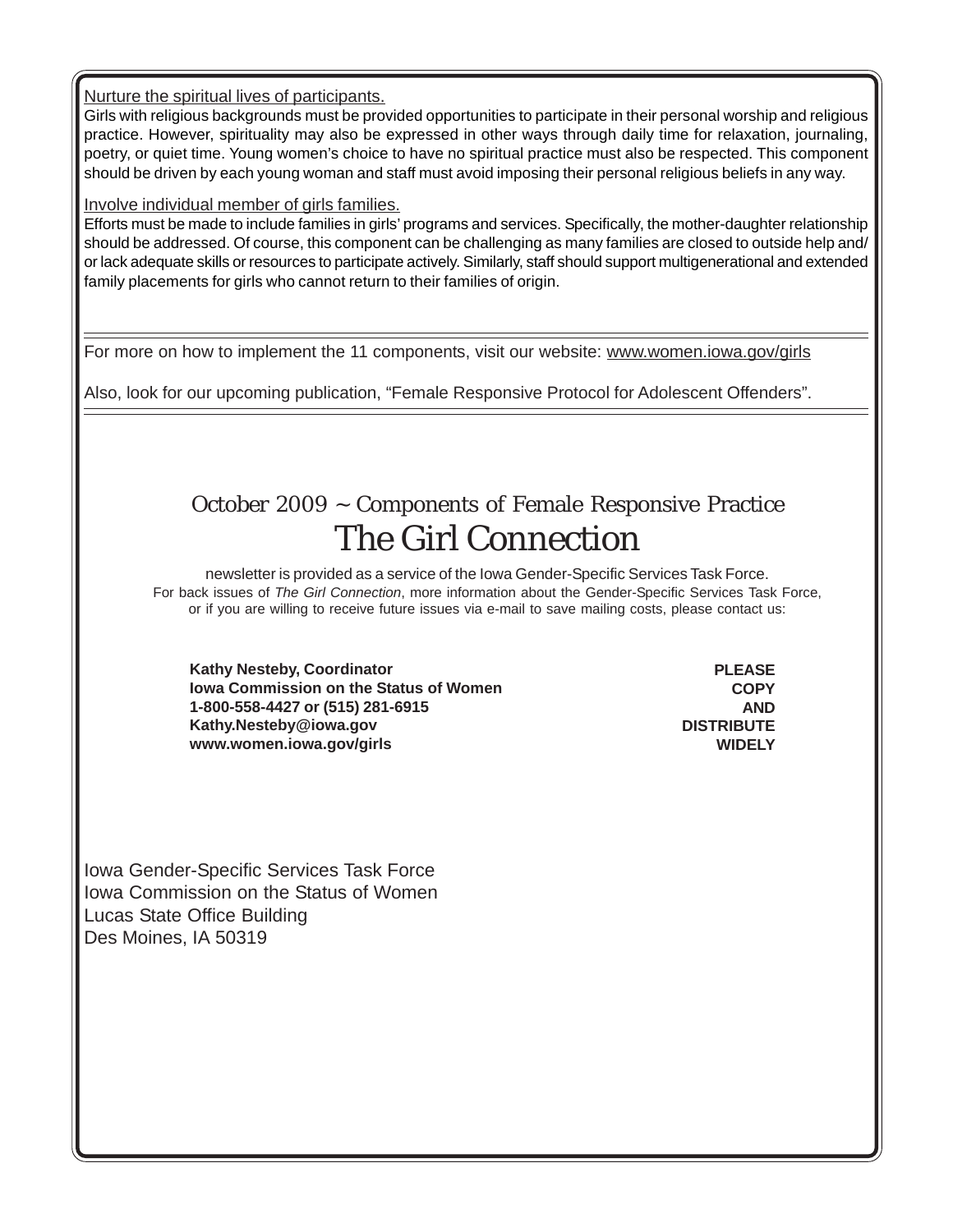Nurture the spiritual lives of participants.

Girls with religious backgrounds must be provided opportunities to participate in their personal worship and religious practice. However, spirituality may also be expressed in other ways through daily time for relaxation, journaling, poetry, or quiet time. Young women's choice to have no spiritual practice must also be respected. This component should be driven by each young woman and staff must avoid imposing their personal religious beliefs in any way.

Involve individual member of girls families.

Efforts must be made to include families in girls' programs and services. Specifically, the mother-daughter relationship should be addressed. Of course, this component can be challenging as many families are closed to outside help and/or lack adequate skills or resources to participate actively. Similarly, staff should support multigenerational and extended family placements for girls who cannot return to their families of origin.

---

For more on how to implement the 11 components, visit our website: www.women.iowa.gov/girls

Also, look for our upcoming publication, "Female Responsive Protocol for Adolescent Offenders".

---

October 2009 ~ Components of Female Responsive Practice

# The Girl Connection

newsletter is provided as a service of the Iowa Gender-Specific Services Task Force.
For back issues of *The Girl Connection*, more information about the Gender-Specific Services Task Force, or if you are willing to receive future issues via e-mail to save mailing costs, please contact us:

**Kathy Nesteby, Coordinator**
**Iowa Commission on the Status of Women**
**1-800-558-4427 or (515) 281-6915**
**Kathy.Nesteby@iowa.gov**
**www.women.iowa.gov/girls**

**PLEASE COPY AND DISTRIBUTE WIDELY**

Iowa Gender-Specific Services Task Force
Iowa Commission on the Status of Women
Lucas State Office Building
Des Moines, IA 50319